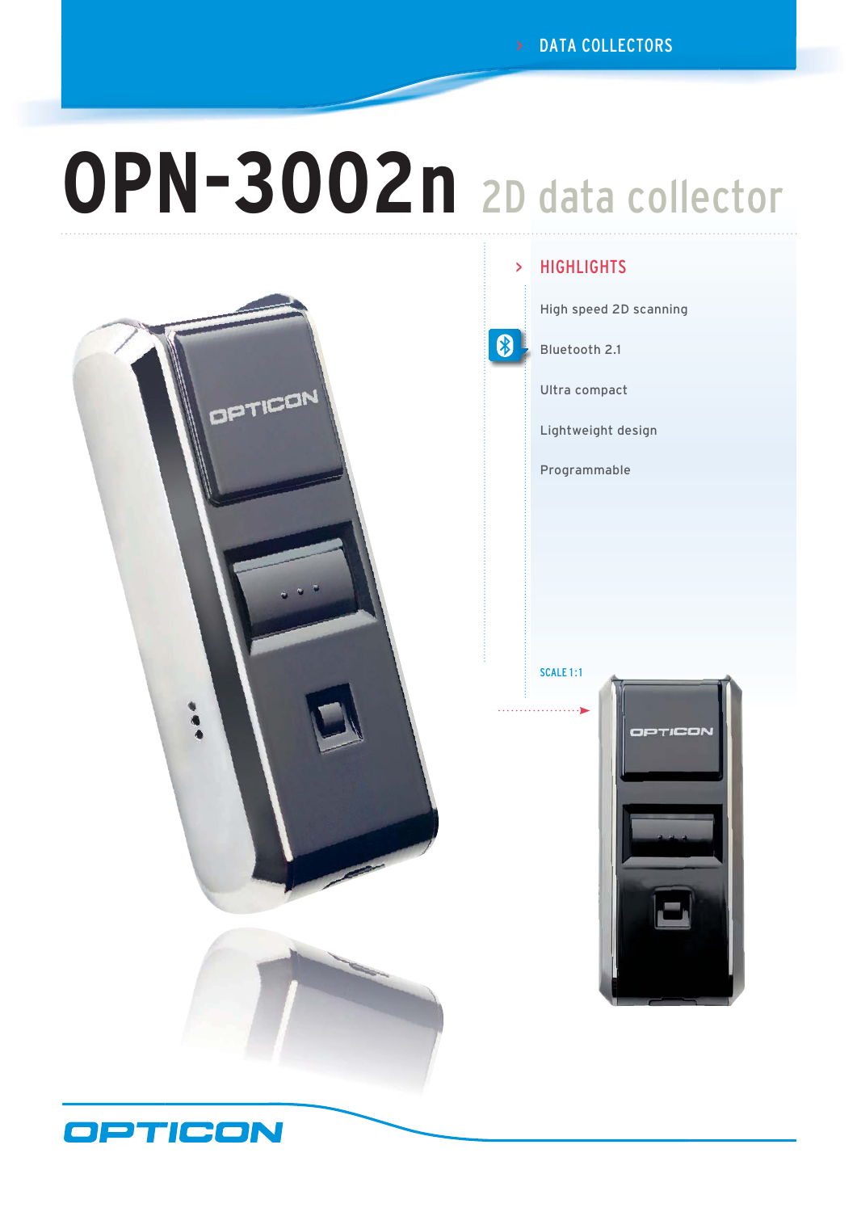DATA COLLECTORS

# OPN-3002n 2D data collector

## HIGHLIGHTS

- High speed 2D scanning
- Bluetooth 2.1
- Ultra compact
- Lightweight design
- Programmable

SCALE 1:1

OPTICON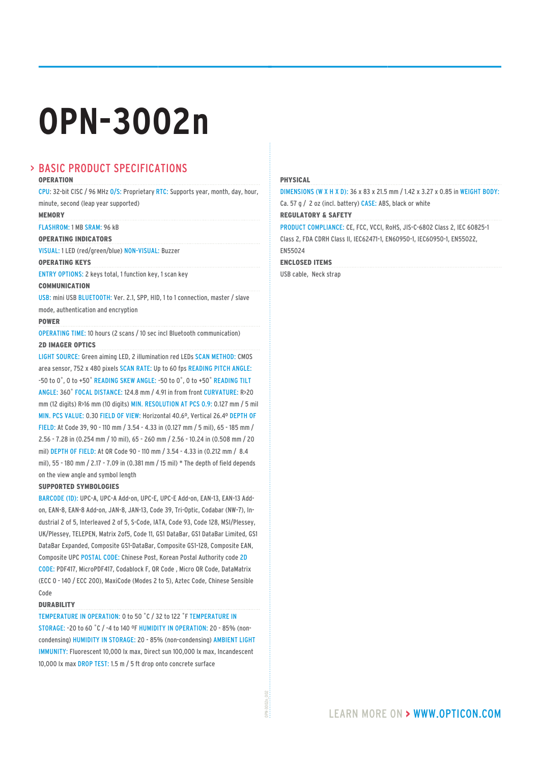# OPN-3002n

## › BASIC PRODUCT SPECIFICATIONS

**OPERATION**

CPU: 32-bit CISC / 96 MHz O/S: Proprietary RTC: Supports year, month, day, hour, minute, second (leap year supported)

**MEMORY**

FLASHROM: 1 MB SRAM: 96 kB

**OPERATING INDICATORS**

VISUAL: 1 LED (red/green/blue) NON-VISUAL: Buzzer

**OPERATING KEYS**

ENTRY OPTIONS: 2 keys total, 1 function key, 1 scan key

**COMMUNICATION**

USB: mini USB BLUETOOTH: Ver. 2.1, SPP, HID, 1 to 1 connection, master / slave mode, authentication and encryption

**POWER**

OPERATING TIME: 10 hours (2 scans / 10 sec incl Bluetooth communication)

**2D IMAGER OPTICS**

LIGHT SOURCE: Green aiming LED, 2 illumination red LEDs SCAN METHOD: CMOS area sensor, 752 x 480 pixels SCAN RATE: Up to 60 fps READING PITCH ANGLE: -50 to 0˚, 0 to +50˚ READING SKEW ANGLE: -50 to 0˚, 0 to +50˚ READING TILT ANGLE: 360˚ FOCAL DISTANCE: 124.8 mm / 4.91 in from front CURVATURE: R>20 mm (12 digits) R>16 mm (10 digits) MIN. RESOLUTION AT PCS 0.9: 0.127 mm / 5 mil MIN. PCS VALUE: 0.30 FIELD OF VIEW: Horizontal 40.6º, Vertical 26.4º DEPTH OF FIELD: At Code 39, 90 - 110 mm / 3.54 - 4.33 in (0.127 mm / 5 mil), 65 - 185 mm / 2.56 - 7.28 in (0.254 mm / 10 mil), 65 - 260 mm / 2.56 - 10.24 in (0.508 mm / 20 mil) DEPTH OF FIELD: At QR Code 90 - 110 mm / 3.54 - 4.33 in (0.212 mm / 8.4 mil), 55 - 180 mm / 2.17 - 7.09 in (0.381 mm / 15 mil) * The depth of field depends on the view angle and symbol length

**SUPPORTED SYMBOLOGIES**

BARCODE (1D): UPC-A, UPC-A Add-on, UPC-E, UPC-E Add-on, EAN-13, EAN-13 Add-on, EAN-8, EAN-8 Add-on, JAN-8, JAN-13, Code 39, Tri-Optic, Codabar (NW-7), Industrial 2 of 5, Interleaved 2 of 5, S-Code, IATA, Code 93, Code 128, MSI/Plessey, UK/Plessey, TELEPEN, Matrix 2of5, Code 11, GS1 DataBar, GS1 DataBar Limited, GS1 DataBar Expanded, Composite GS1-DataBar, Composite GS1-128, Composite EAN, Composite UPC POSTAL CODE: Chinese Post, Korean Postal Authority code 2D CODE: PDF417, MicroPDF417, Codablock F, QR Code , Micro QR Code, DataMatrix (ECC 0 - 140 / ECC 200), MaxiCode (Modes 2 to 5), Aztec Code, Chinese Sensible Code

**DURABILITY**

TEMPERATURE IN OPERATION: 0 to 50 ˚C / 32 to 122 ˚F TEMPERATURE IN STORAGE: -20 to 60 ˚C / -4 to 140 ºF HUMIDITY IN OPERATION: 20 - 85% (non-condensing) HUMIDITY IN STORAGE: 20 - 85% (non-condensing) AMBIENT LIGHT IMMUNITY: Fluorescent 10,000 lx max, Direct sun 100,000 lx max, Incandescent 10,000 lx max DROP TEST: 1.5 m / 5 ft drop onto concrete surface

**PHYSICAL**

DIMENSIONS (W X H X D): 36 x 83 x 21.5 mm / 1.42 x 3.27 x 0.85 in WEIGHT BODY: Ca. 57 g / 2 oz (incl. battery) CASE: ABS, black or white

**REGULATORY & SAFETY**

PRODUCT COMPLIANCE: CE, FCC, VCCI, RoHS, JIS-C-6802 Class 2, IEC 60825-1 Class 2, FDA CDRH Class II, IEC62471-1, EN60950-1, IEC60950-1, EN55022, EN55024

**ENCLOSED ITEMS**

USB cable, Neck strap

LEARN MORE ON › WWW.OPTICON.COM